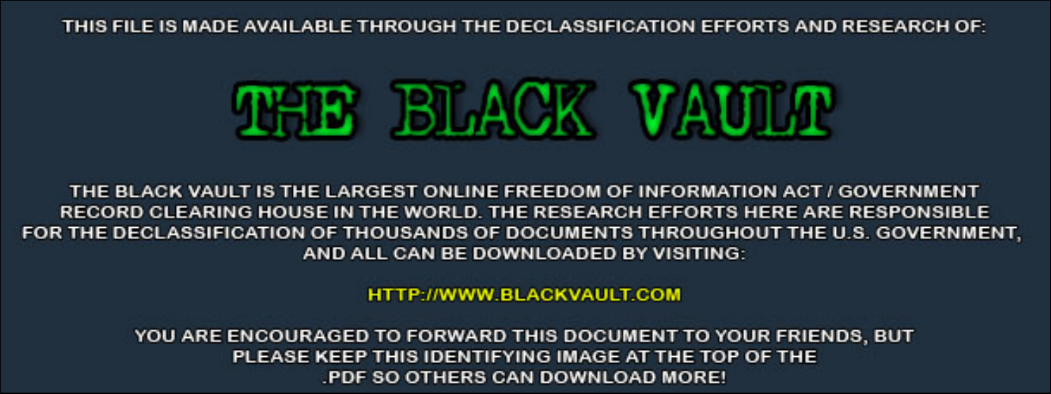THIS FILE IS MADE AVAILABLE THROUGH THE DECLASSIFICATION EFFORTS AND RESEARCH OF:

# THE BLACK VAULT

THE BLACK VAULT IS THE LARGEST ONLINE FREEDOM OF INFORMATION ACT / GOVERNMENT RECORD CLEARING HOUSE IN THE WORLD. THE RESEARCH EFFORTS HERE ARE RESPONSIBLE FOR THE DECLASSIFICATION OF THOUSANDS OF DOCUMENTS THROUGHOUT THE U.S. GOVERNMENT, AND ALL CAN BE DOWNLOADED BY VISITING:

HTTP://WWW.BLACKVAULT.COM

YOU ARE ENCOURAGED TO FORWARD THIS DOCUMENT TO YOUR FRIENDS, BUT PLEASE KEEP THIS IDENTIFYING IMAGE AT THE TOP OF THE .PDF SO OTHERS CAN DOWNLOAD MORE!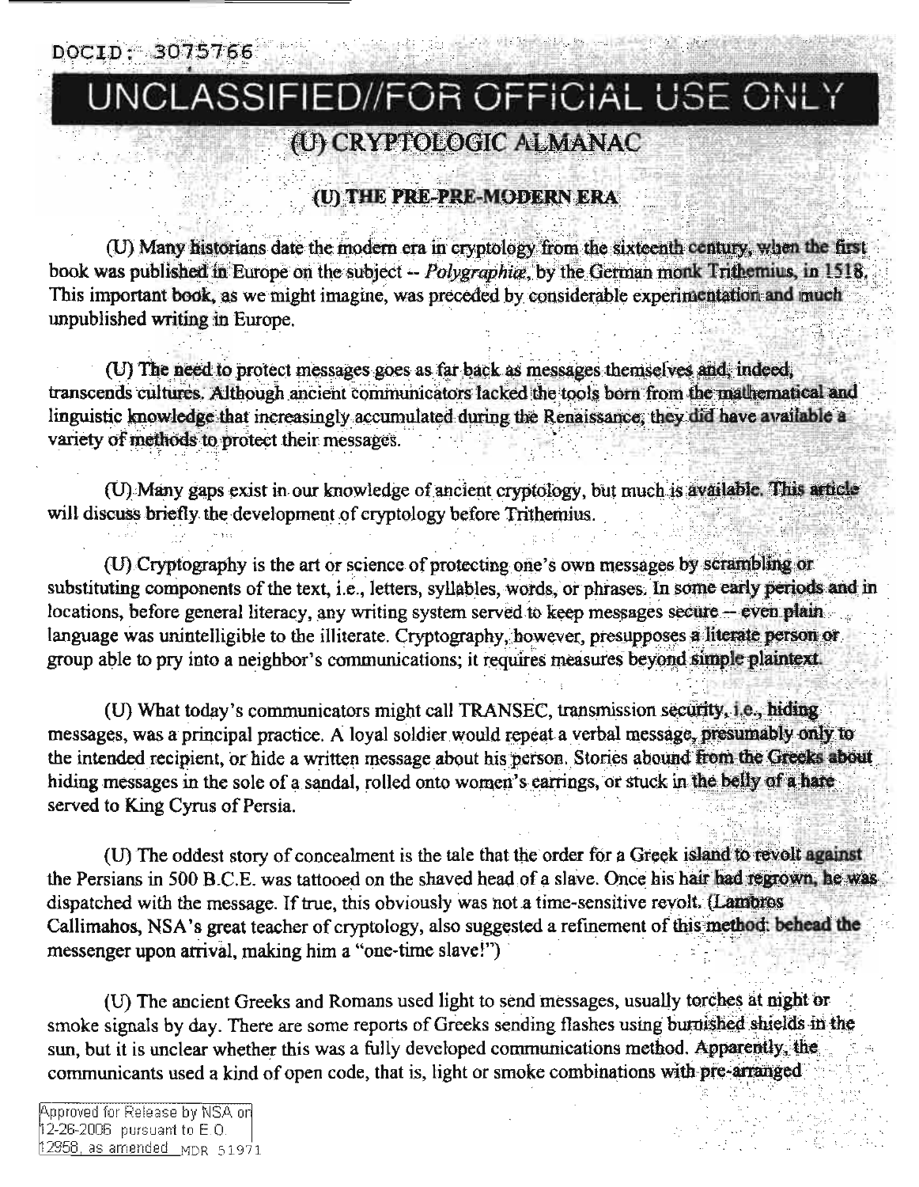DOCID: 3075766

# UNCLASSIFIED//FOR OFFICIAL USE ONLY

## (U) CRYPTOLOGIC ALMANAC

### (U) THE PRE-PRE-MODERN ERA

(U) Many historians date the modern era in cryptology from the sixteenth century, when the first book was published in Europe on the subject -- *Polygraphiae*, by the German monk Trithemius, in 1518. This important book, as we might imagine, was preceded by considerable experimentation and much unpublished writing in Europe.

(U) The need to protect messages goes as far back as messages themselves and, indeed, transcends cultures. Although ancient communicators lacked the tools born from the mathematical and linguistic knowledge that increasingly accumulated during the Renaissance, they did have available a variety of methods to protect their messages.

(U) Many gaps exist in our knowledge of ancient cryptology, but much is available. This article will discuss briefly the development of cryptology before Trithemius.

(U) Cryptography is the art or science of protecting one's own messages by scrambling or substituting components of the text, i.e., letters, syllables, words, or phrases. In some early periods and in locations, before general literacy, any writing system served to keep messages secure -- even plain language was unintelligible to the illiterate. Cryptography, however, presupposes a literate person or group able to pry into a neighbor's communications; it requires measures beyond simple plaintext.

(U) What today's communicators might call TRANSEC, transmission security, i.e., hiding messages, was a principal practice. A loyal soldier would repeat a verbal message, presumably only to the intended recipient, or hide a written message about his person. Stories abound from the Greeks about hiding messages in the sole of a sandal, rolled onto women's earrings, or stuck in the belly of a hare served to King Cyrus of Persia.

(U) The oddest story of concealment is the tale that the order for a Greek island to revolt against the Persians in 500 B.C.E. was tattooed on the shaved head of a slave. Once his hair had regrown, he was dispatched with the message. If true, this obviously was not a time-sensitive revolt. (Lambros Callimahos, NSA's great teacher of cryptology, also suggested a refinement of this method: behead the messenger upon arrival, making him a "one-time slave!")

(U) The ancient Greeks and Romans used light to send messages, usually torches at night or smoke signals by day. There are some reports of Greeks sending flashes using burnished shields in the sun, but it is unclear whether this was a fully developed communications method. Apparently, the communicants used a kind of open code, that is, light or smoke combinations with pre-arranged

Approved for Release by NSA on 12-26-2006 pursuant to E.O. 12958, as amended MDR 51971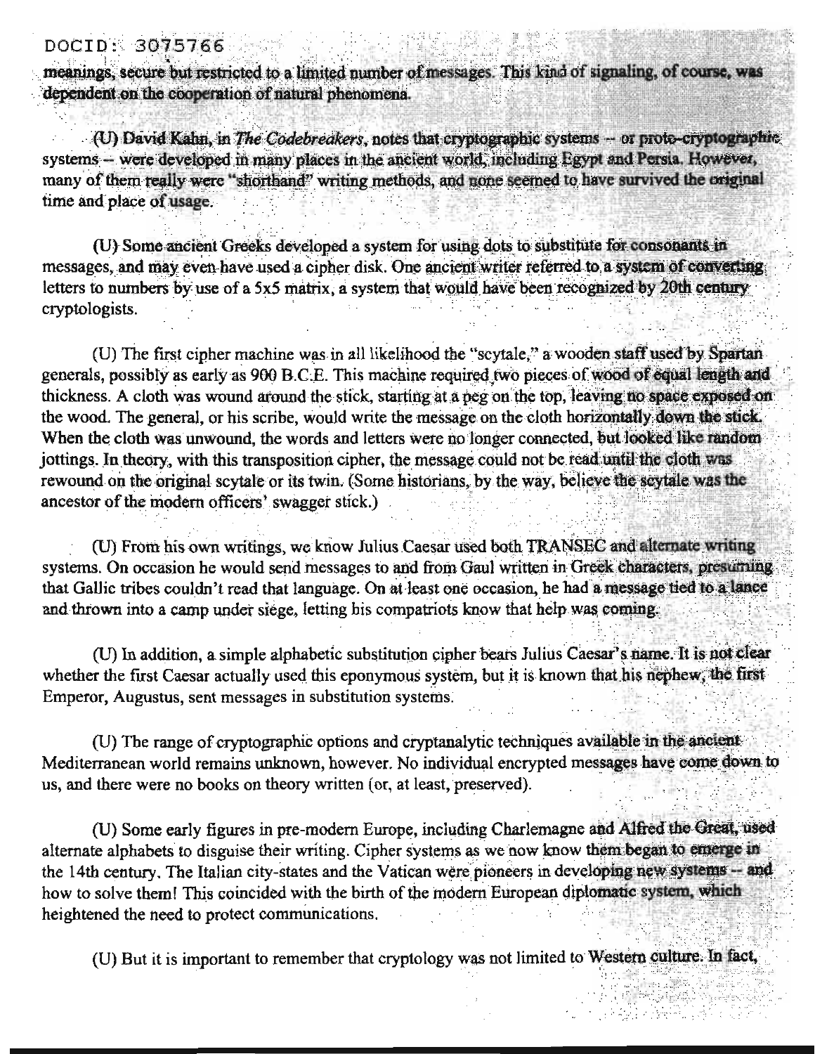DOCID: 3075766

meanings, secure but restricted to a limited number of messages. This kind of signaling, of course, was dependent on the cooperation of natural phenomena.

(U) David Kahn, in *The Codebreakers*, notes that cryptographic systems -- or proto-cryptographic systems -- were developed in many places in the ancient world, including Egypt and Persia. However, many of them really were "shorthand" writing methods, and none seemed to have survived the original time and place of usage.

(U) Some ancient Greeks developed a system for using dots to substitute for consonants in messages, and may even have used a cipher disk. One ancient writer referred to a system of converting letters to numbers by use of a 5x5 matrix, a system that would have been recognized by 20th century cryptologists.

(U) The first cipher machine was in all likelihood the "scytale," a wooden staff used by Spartan generals, possibly as early as 900 B.C.E. This machine required two pieces of wood of equal length and thickness. A cloth was wound around the stick, starting at a peg on the top, leaving no space exposed on the wood. The general, or his scribe, would write the message on the cloth horizontally down the stick. When the cloth was unwound, the words and letters were no longer connected, but looked like random jottings. In theory, with this transposition cipher, the message could not be read until the cloth was rewound on the original scytale or its twin. (Some historians, by the way, believe the scytale was the ancestor of the modern officers' swagger stick.)

(U) From his own writings, we know Julius Caesar used both TRANSEC and alternate writing systems. On occasion he would send messages to and from Gaul written in Greek characters, presuming that Gallic tribes couldn't read that language. On at least one occasion, he had a message tied to a lance and thrown into a camp under siege, letting his compatriots know that help was coming.

(U) In addition, a simple alphabetic substitution cipher bears Julius Caesar's name. It is not clear whether the first Caesar actually used this eponymous system, but it is known that his nephew, the first Emperor, Augustus, sent messages in substitution systems.

(U) The range of cryptographic options and cryptanalytic techniques available in the ancient Mediterranean world remains unknown, however. No individual encrypted messages have come down to us, and there were no books on theory written (or, at least, preserved).

(U) Some early figures in pre-modern Europe, including Charlemagne and Alfred the Great, used alternate alphabets to disguise their writing. Cipher systems as we now know them began to emerge in the 14th century. The Italian city-states and the Vatican were pioneers in developing new systems -- and how to solve them! This coincided with the birth of the modern European diplomatic system, which heightened the need to protect communications.

(U) But it is important to remember that cryptology was not limited to Western culture. In fact,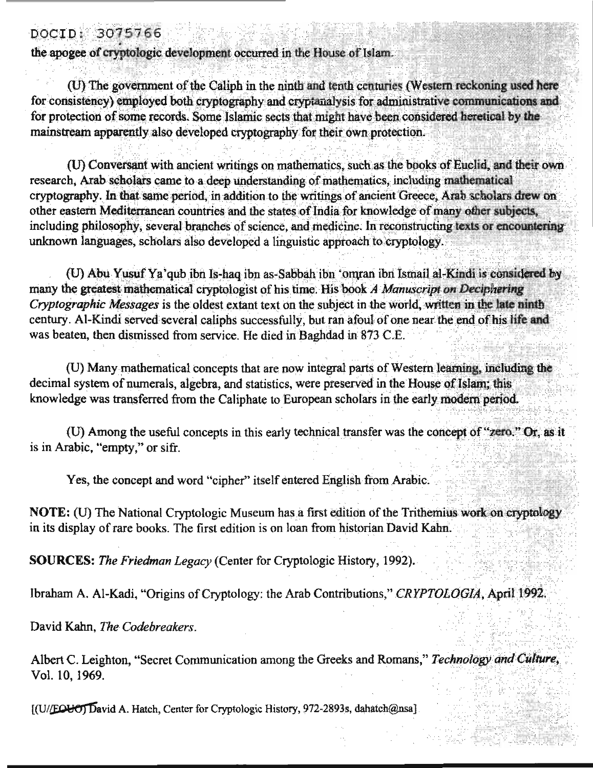the apogee of cryptologic development occurred in the House of Islam.

(U) The government of the Caliph in the ninth and tenth centuries (Western reckoning used here for consistency) employed both cryptography and cryptanalysis for administrative communications and for protection of some records. Some Islamic sects that might have been considered heretical by the mainstream apparently also developed cryptography for their own protection.

(U) Conversant with ancient writings on mathematics, such as the books of Euclid, and their own research, Arab scholars came to a deep understanding of mathematics, including mathematical cryptography. In that same period, in addition to the writings of ancient Greece, Arab scholars drew on other eastern Mediterranean countries and the states of India for knowledge of many other subjects, including philosophy, several branches of science, and medicine. In reconstructing texts or encountering unknown languages, scholars also developed a linguistic approach to cryptology.

(U) Abu Yusuf Ya'qub ibn Is-haq ibn as-Sabbah ibn 'omran ibn Ismail al-Kindi is considered by many the greatest mathematical cryptologist of his time. His book *A Manuscript on Deciphering Cryptographic Messages* is the oldest extant text on the subject in the world, written in the late ninth century. Al-Kindi served several caliphs successfully, but ran afoul of one near the end of his life and was beaten, then dismissed from service. He died in Baghdad in 873 C.E.

(U) Many mathematical concepts that are now integral parts of Western learning, including the decimal system of numerals, algebra, and statistics, were preserved in the House of Islam; this knowledge was transferred from the Caliphate to European scholars in the early modern period.

(U) Among the useful concepts in this early technical transfer was the concept of "zero." Or, as it is in Arabic, "empty," or sifr.

Yes, the concept and word "cipher" itself entered English from Arabic.

**NOTE:** (U) The National Cryptologic Museum has a first edition of the Trithemius work on cryptology in its display of rare books. The first edition is on loan from historian David Kahn.

**SOURCES:** *The Friedman Legacy* (Center for Cryptologic History, 1992).

Ibraham A. Al-Kadi, "Origins of Cryptology: the Arab Contributions," *CRYPTOLOGIA*, April 1992.

David Kahn, *The Codebreakers*.

Albert C. Leighton, "Secret Communication among the Greeks and Romans," *Technology and Culture*, Vol. 10, 1969.

[(U//FOUO) David A. Hatch, Center for Cryptologic History, 972-2893s, dahatch@nsa]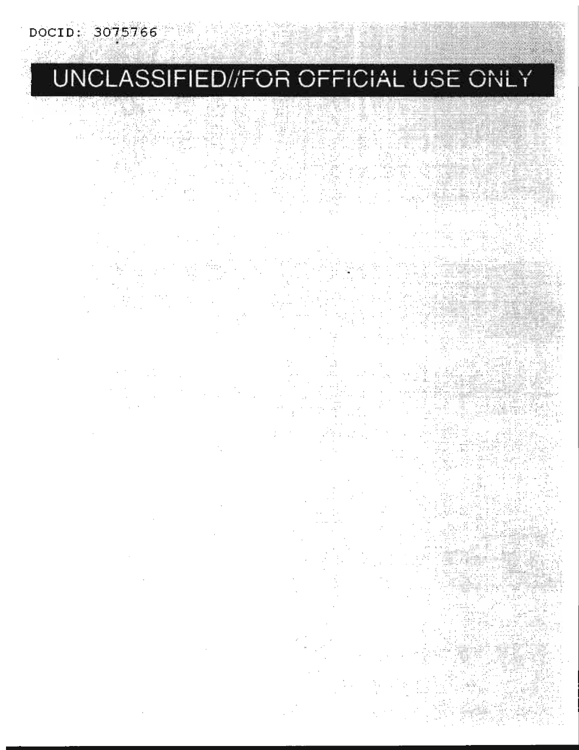UNCLASSIFIED//FOR OFFICIAL USE ONLY